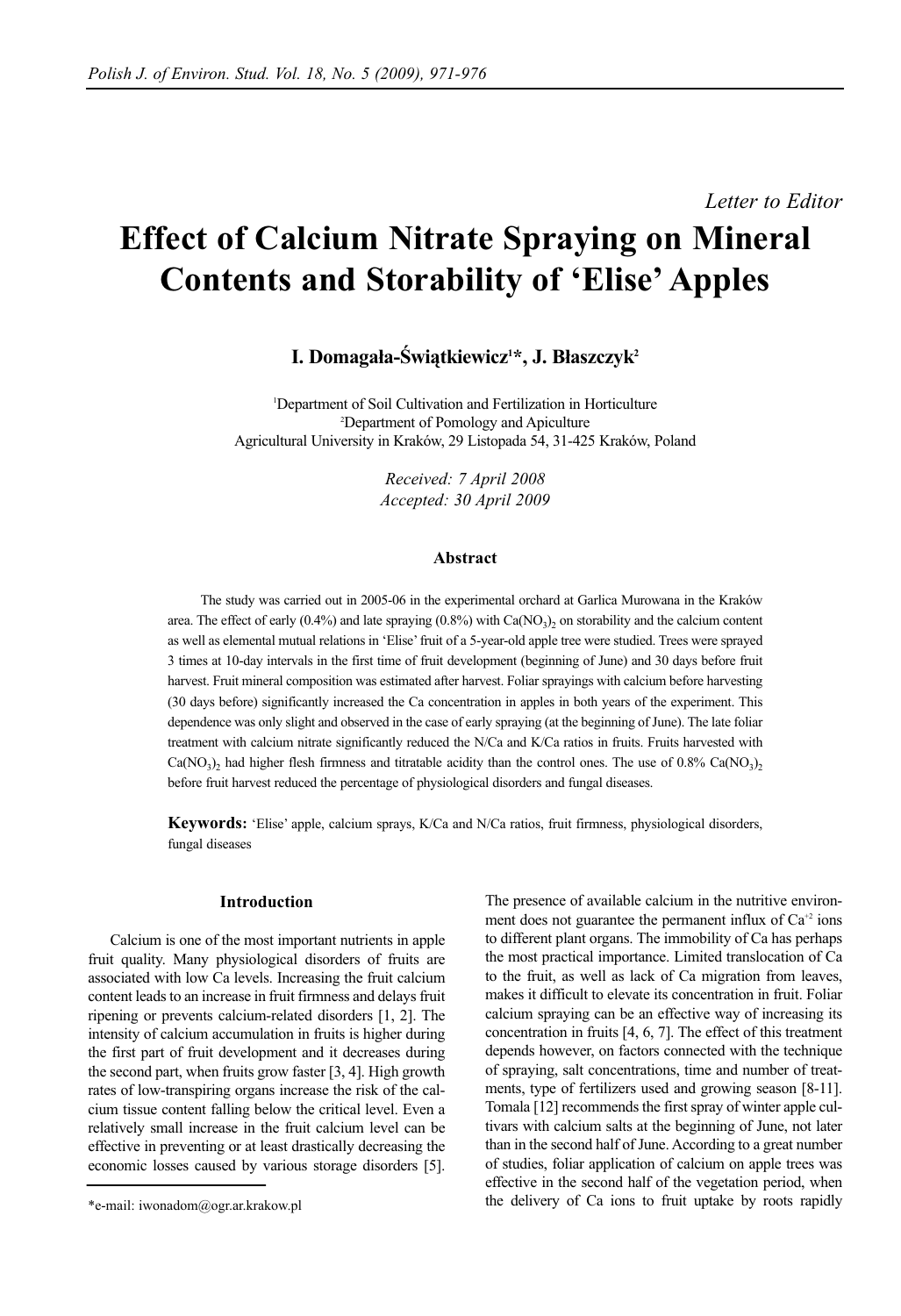*Letter to Editor*

# Effect of Calcium Nitrate Spraying on Mineral Contents and Storability of 'Elise' Apples

**I. Domagała-Świątkiewicz[1]*, J. Błaszczyk[2]**

[1]Department of Soil Cultivation and Fertilization in Horticulture
[2]Department of Pomology and Apiculture
Agricultural University in Kraków, 29 Listopada 54, 31-425 Kraków, Poland

*Received: 7 April 2008*
*Accepted: 30 April 2009*

### Abstract

The study was carried out in 2005-06 in the experimental orchard at Garlica Murowana in the Kraków area. The effect of early (0.4%) and late spraying (0.8%) with $Ca(NO_3)_2$ on storability and the calcium content as well as elemental mutual relations in 'Elise' fruit of a 5-year-old apple tree were studied. Trees were sprayed 3 times at 10-day intervals in the first time of fruit development (beginning of June) and 30 days before fruit harvest. Fruit mineral composition was estimated after harvest. Foliar sprayings with calcium before harvesting (30 days before) significantly increased the Ca concentration in apples in both years of the experiment. This dependence was only slight and observed in the case of early spraying (at the beginning of June). The late foliar treatment with calcium nitrate significantly reduced the N/Ca and K/Ca ratios in fruits. Fruits harvested with $Ca(NO_3)_2$ had higher flesh firmness and titratable acidity than the control ones. The use of 0.8% $Ca(NO_3)_2$ before fruit harvest reduced the percentage of physiological disorders and fungal diseases.

**Keywords:** 'Elise' apple, calcium sprays, K/Ca and N/Ca ratios, fruit firmness, physiological disorders, fungal diseases

## Introduction

Calcium is one of the most important nutrients in apple fruit quality. Many physiological disorders of fruits are associated with low Ca levels. Increasing the fruit calcium content leads to an increase in fruit firmness and delays fruit ripening or prevents calcium-related disorders [1, 2]. The intensity of calcium accumulation in fruits is higher during the first part of fruit development and it decreases during the second part, when fruits grow faster [3, 4]. High growth rates of low-transpiring organs increase the risk of the calcium tissue content falling below the critical level. Even a relatively small increase in the fruit calcium level can be effective in preventing or at least drastically decreasing the economic losses caused by various storage disorders [5]. The presence of available calcium in the nutritive environment does not guarantee the permanent influx of $Ca^{+2}$ ions to different plant organs. The immobility of Ca has perhaps the most practical importance. Limited translocation of Ca to the fruit, as well as lack of Ca migration from leaves, makes it difficult to elevate its concentration in fruit. Foliar calcium spraying can be an effective way of increasing its concentration in fruits [4, 6, 7]. The effect of this treatment depends however, on factors connected with the technique of spraying, salt concentrations, time and number of treatments, type of fertilizers used and growing season [8-11]. Tomala [12] recommends the first spray of winter apple cultivars with calcium salts at the beginning of June, not later than in the second half of June. According to a great number of studies, foliar application of calcium on apple trees was effective in the second half of the vegetation period, when the delivery of Ca ions to fruit uptake by roots rapidly

*e-mail: iwonadom@ogr.ar.krakow.pl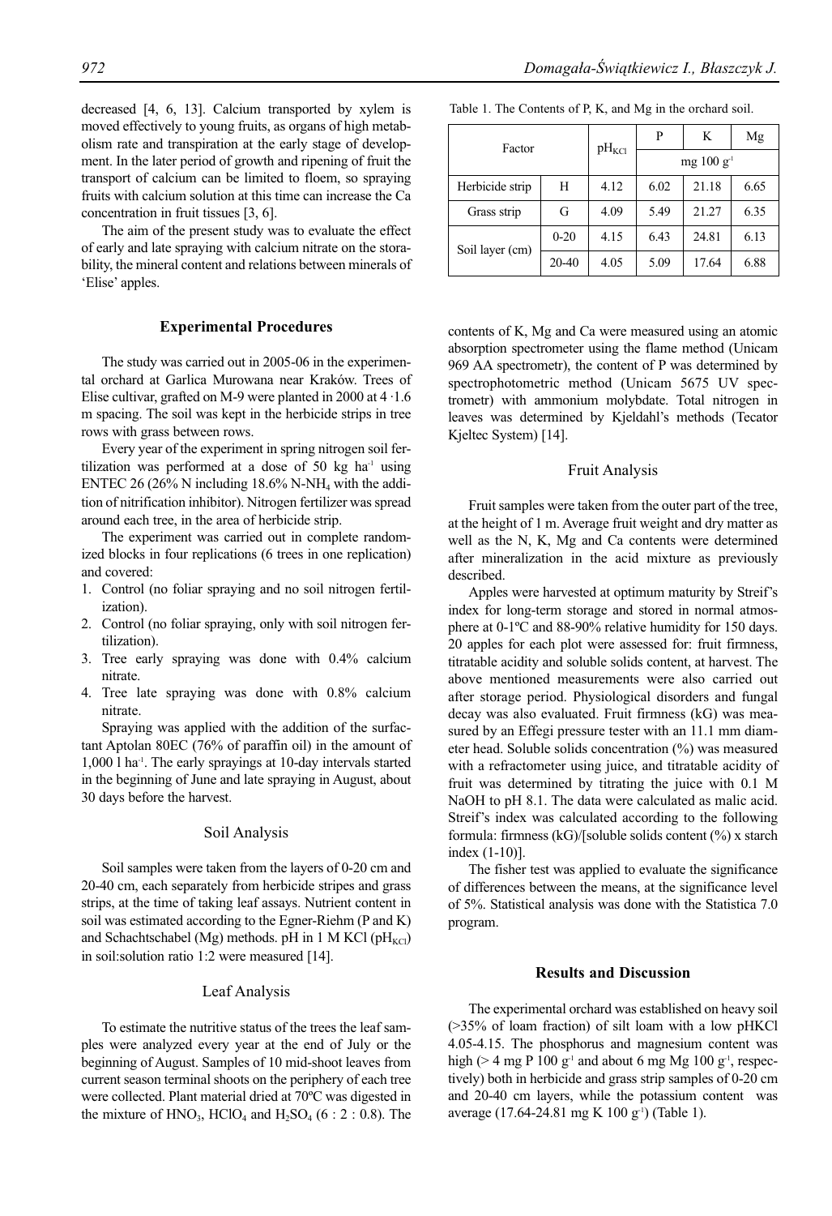decreased [4, 6, 13]. Calcium transported by xylem is moved effectively to young fruits, as organs of high metabolism rate and transpiration at the early stage of development. In the later period of growth and ripening of fruit the transport of calcium can be limited to floem, so spraying fruits with calcium solution at this time can increase the Ca concentration in fruit tissues [3, 6].

The aim of the present study was to evaluate the effect of early and late spraying with calcium nitrate on the storability, the mineral content and relations between minerals of 'Elise' apples.

## Experimental Procedures

The study was carried out in 2005-06 in the experimental orchard at Garlica Murowana near Kraków. Trees of Elise cultivar, grafted on M-9 were planted in 2000 at 4 ·1.6 m spacing. The soil was kept in the herbicide strips in tree rows with grass between rows.

Every year of the experiment in spring nitrogen soil fertilization was performed at a dose of 50 kg ha$^{-1}$ using ENTEC 26 (26% N including 18.6% N-$NH_4$ with the addition of nitrification inhibitor). Nitrogen fertilizer was spread around each tree, in the area of herbicide strip.

The experiment was carried out in complete randomized blocks in four replications (6 trees in one replication) and covered:

1. Control (no foliar spraying and no soil nitrogen fertilization).
2. Control (no foliar spraying, only with soil nitrogen fertilization).
3. Tree early spraying was done with 0.4% calcium nitrate.
4. Tree late spraying was done with 0.8% calcium nitrate.

Spraying was applied with the addition of the surfactant Aptolan 80EC (76% of paraffin oil) in the amount of 1,000 l ha$^{-1}$. The early sprayings at 10-day intervals started in the beginning of June and late spraying in August, about 30 days before the harvest.

### Soil Analysis

Soil samples were taken from the layers of 0-20 cm and 20-40 cm, each separately from herbicide stripes and grass strips, at the time of taking leaf assays. Nutrient content in soil was estimated according to the Egner-Riehm (P and K) and Schachtschabel (Mg) methods. pH in 1 M KCl ($pH_{KCl}$) in soil:solution ratio 1:2 were measured [14].

### Leaf Analysis

To estimate the nutritive status of the trees the leaf samples were analyzed every year at the end of July or the beginning of August. Samples of 10 mid-shoot leaves from current season terminal shoots on the periphery of each tree were collected. Plant material dried at 70ºC was digested in the mixture of $HNO_3$, $HClO_4$ and $H_2SO_4$ (6 : 2 : 0.8). The contents of K, Mg and Ca were measured using an atomic absorption spectrometer using the flame method (Unicam 969 AA spectrometr), the content of P was determined by spectrophotometric method (Unicam 5675 UV spectrometr) with ammonium molybdate. Total nitrogen in leaves was determined by Kjeldahl's methods (Tecator Kjeltec System) [14].

Table 1. The Contents of P, K, and Mg in the orchard soil.

| Factor | | $pH_{KCl}$ | P | K | Mg |
|---|---|---|---|---|---|
| | | | mg 100 g$^{-1}$ | | |
| Herbicide strip | H | 4.12 | 6.02 | 21.18 | 6.65 |
| Grass strip | G | 4.09 | 5.49 | 21.27 | 6.35 |
| Soil layer (cm) | 0-20 | 4.15 | 6.43 | 24.81 | 6.13 |
| | 20-40 | 4.05 | 5.09 | 17.64 | 6.88 |

### Fruit Analysis

Fruit samples were taken from the outer part of the tree, at the height of 1 m. Average fruit weight and dry matter as well as the N, K, Mg and Ca contents were determined after mineralization in the acid mixture as previously described.

Apples were harvested at optimum maturity by Streif's index for long-term storage and stored in normal atmosphere at 0-1ºC and 88-90% relative humidity for 150 days. 20 apples for each plot were assessed for: fruit firmness, titratable acidity and soluble solids content, at harvest. The above mentioned measurements were also carried out after storage period. Physiological disorders and fungal decay was also evaluated. Fruit firmness (kG) was measured by an Effegi pressure tester with an 11.1 mm diameter head. Soluble solids concentration (%) was measured with a refractometer using juice, and titratable acidity of fruit was determined by titrating the juice with 0.1 M NaOH to pH 8.1. The data were calculated as malic acid. Streif's index was calculated according to the following formula: firmness (kG)/[soluble solids content (%) x starch index (1-10)].

The fisher test was applied to evaluate the significance of differences between the means, at the significance level of 5%. Statistical analysis was done with the Statistica 7.0 program.

## Results and Discussion

The experimental orchard was established on heavy soil (>35% of loam fraction) of silt loam with a low pHKCl 4.05-4.15. The phosphorus and magnesium content was high (> 4 mg P 100 g$^{-1}$ and about 6 mg Mg 100 g$^{-1}$, respectively) both in herbicide and grass strip samples of 0-20 cm and 20-40 cm layers, while the potassium content was average (17.64-24.81 mg K 100 g$^{-1}$) (Table 1).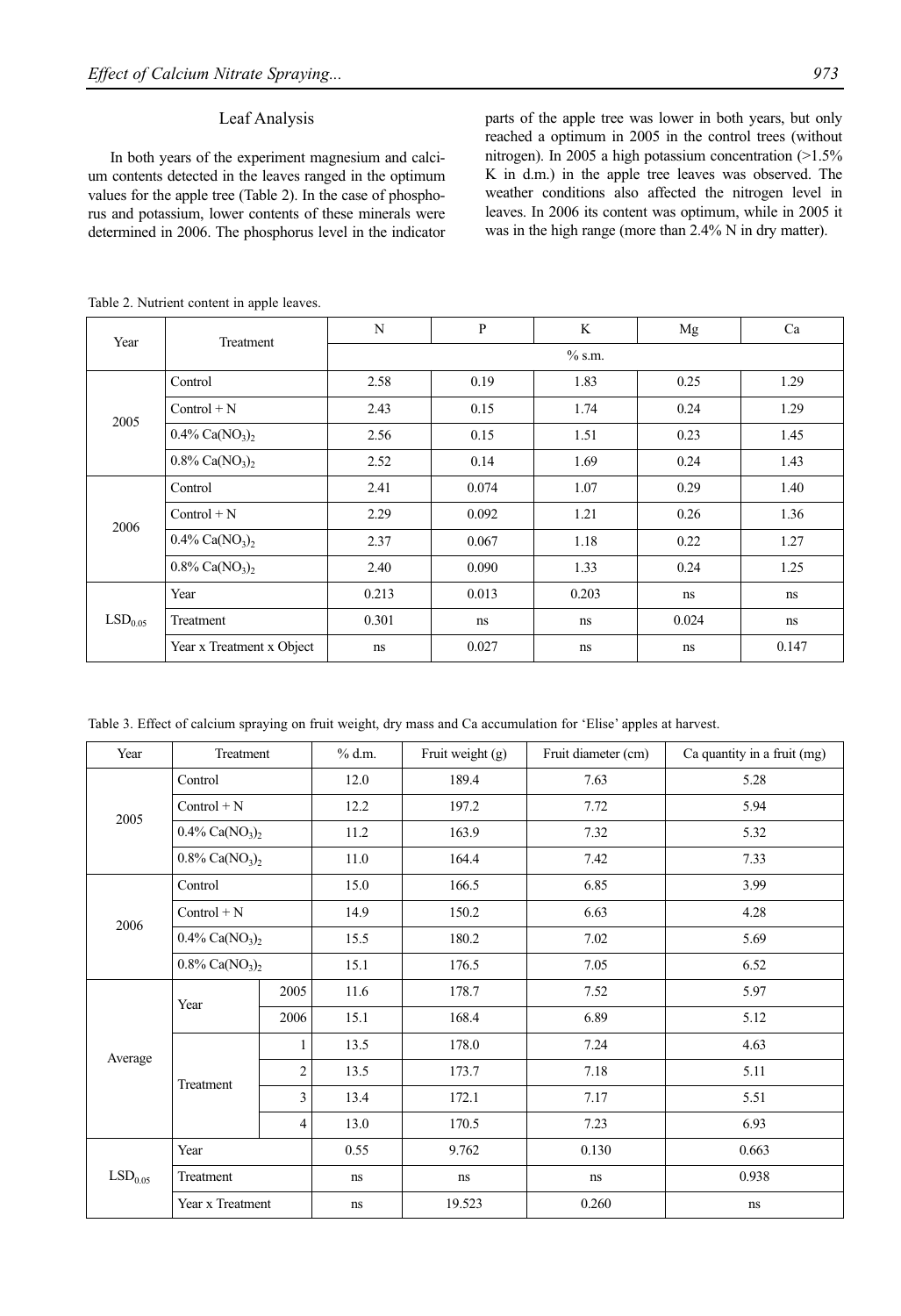### Leaf Analysis

In both years of the experiment magnesium and calcium contents detected in the leaves ranged in the optimum values for the apple tree (Table 2). In the case of phosphorus and potassium, lower contents of these minerals were determined in 2006. The phosphorus level in the indicator parts of the apple tree was lower in both years, but only reached a optimum in 2005 in the control trees (without nitrogen). In 2005 a high potassium concentration (>1.5% K in d.m.) in the apple tree leaves was observed. The weather conditions also affected the nitrogen level in leaves. In 2006 its content was optimum, while in 2005 it was in the high range (more than 2.4% N in dry matter).

Table 2. Nutrient content in apple leaves.

| Year | Treatment | N | P | K | Mg | Ca |
|---|---|---|---|---|---|---|
| | | % s.m. | | | | |
| 2005 | Control | 2.58 | 0.19 | 1.83 | 0.25 | 1.29 |
| | Control + N | 2.43 | 0.15 | 1.74 | 0.24 | 1.29 |
| | 0.4% $Ca(NO_3)_2$ | 2.56 | 0.15 | 1.51 | 0.23 | 1.45 |
| | 0.8% $Ca(NO_3)_2$ | 2.52 | 0.14 | 1.69 | 0.24 | 1.43 |
| 2006 | Control | 2.41 | 0.074 | 1.07 | 0.29 | 1.40 |
| | Control + N | 2.29 | 0.092 | 1.21 | 0.26 | 1.36 |
| | 0.4% $Ca(NO_3)_2$ | 2.37 | 0.067 | 1.18 | 0.22 | 1.27 |
| | 0.8% $Ca(NO_3)_2$ | 2.40 | 0.090 | 1.33 | 0.24 | 1.25 |
| $LSD_{0.05}$ | Year | 0.213 | 0.013 | 0.203 | ns | ns |
| | Treatment | 0.301 | ns | ns | 0.024 | ns |
| | Year x Treatment x Object | ns | 0.027 | ns | ns | 0.147 |

Table 3. Effect of calcium spraying on fruit weight, dry mass and Ca accumulation for 'Elise' apples at harvest.

| Year | Treatment | | % d.m. | Fruit weight (g) | Fruit diameter (cm) | Ca quantity in a fruit (mg) |
|---|---|---|---|---|---|---|
| 2005 | Control | | 12.0 | 189.4 | 7.63 | 5.28 |
| | Control + N | | 12.2 | 197.2 | 7.72 | 5.94 |
| | 0.4% $Ca(NO_3)_2$ | | 11.2 | 163.9 | 7.32 | 5.32 |
| | 0.8% $Ca(NO_3)_2$ | | 11.0 | 164.4 | 7.42 | 7.33 |
| 2006 | Control | | 15.0 | 166.5 | 6.85 | 3.99 |
| | Control + N | | 14.9 | 150.2 | 6.63 | 4.28 |
| | 0.4% $Ca(NO_3)_2$ | | 15.5 | 180.2 | 7.02 | 5.69 |
| | 0.8% $Ca(NO_3)_2$ | | 15.1 | 176.5 | 7.05 | 6.52 |
| Average | Year | 2005 | 11.6 | 178.7 | 7.52 | 5.97 |
| | | 2006 | 15.1 | 168.4 | 6.89 | 5.12 |
| | Treatment | 1 | 13.5 | 178.0 | 7.24 | 4.63 |
| | | 2 | 13.5 | 173.7 | 7.18 | 5.11 |
| | | 3 | 13.4 | 172.1 | 7.17 | 5.51 |
| | | 4 | 13.0 | 170.5 | 7.23 | 6.93 |
| $LSD_{0.05}$ | Year | | 0.55 | 9.762 | 0.130 | 0.663 |
| | Treatment | | ns | ns | ns | 0.938 |
| | Year x Treatment | | ns | 19.523 | 0.260 | ns |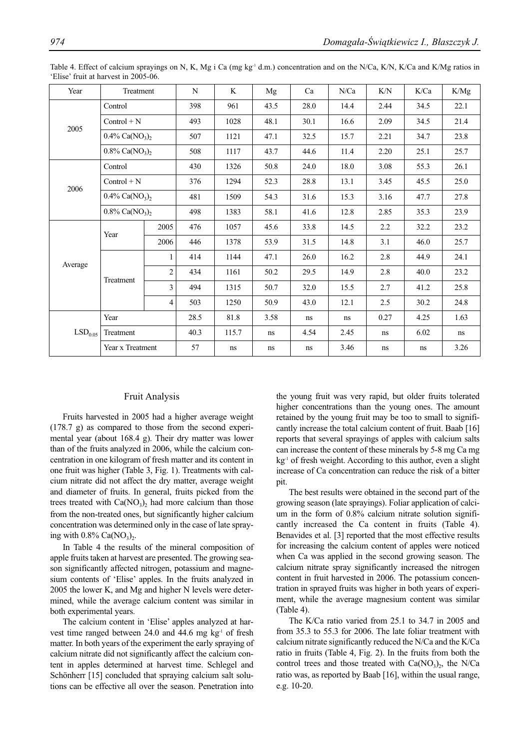Table 4. Effect of calcium sprayings on N, K, Mg i Ca (mg kg$^{-1}$ d.m.) concentration and on the N/Ca, K/N, K/Ca and K/Mg ratios in 'Elise' fruit at harvest in 2005-06.

| Year | Treatment | | N | K | Mg | Ca | N/Ca | K/N | K/Ca | K/Mg |
|---|---|---|---|---|---|---|---|---|---|---|
| 2005 | Control | | 398 | 961 | 43.5 | 28.0 | 14.4 | 2.44 | 34.5 | 22.1 |
| | Control + N | | 493 | 1028 | 48.1 | 30.1 | 16.6 | 2.09 | 34.5 | 21.4 |
| | 0.4% $Ca(NO_3)_2$ | | 507 | 1121 | 47.1 | 32.5 | 15.7 | 2.21 | 34.7 | 23.8 |
| | 0.8% $Ca(NO_3)_2$ | | 508 | 1117 | 43.7 | 44.6 | 11.4 | 2.20 | 25.1 | 25.7 |
| 2006 | Control | | 430 | 1326 | 50.8 | 24.0 | 18.0 | 3.08 | 55.3 | 26.1 |
| | Control + N | | 376 | 1294 | 52.3 | 28.8 | 13.1 | 3.45 | 45.5 | 25.0 |
| | 0.4% $Ca(NO_3)_2$ | | 481 | 1509 | 54.3 | 31.6 | 15.3 | 3.16 | 47.7 | 27.8 |
| | 0.8% $Ca(NO_3)_2$ | | 498 | 1383 | 58.1 | 41.6 | 12.8 | 2.85 | 35.3 | 23.9 |
| Average | Year | 2005 | 476 | 1057 | 45.6 | 33.8 | 14.5 | 2.2 | 32.2 | 23.2 |
| | | 2006 | 446 | 1378 | 53.9 | 31.5 | 14.8 | 3.1 | 46.0 | 25.7 |
| | Treatment | 1 | 414 | 1144 | 47.1 | 26.0 | 16.2 | 2.8 | 44.9 | 24.1 |
| | | 2 | 434 | 1161 | 50.2 | 29.5 | 14.9 | 2.8 | 40.0 | 23.2 |
| | | 3 | 494 | 1315 | 50.7 | 32.0 | 15.5 | 2.7 | 41.2 | 25.8 |
| | | 4 | 503 | 1250 | 50.9 | 43.0 | 12.1 | 2.5 | 30.2 | 24.8 |
| $LSD_{0.05}$ | Year | | 28.5 | 81.8 | 3.58 | ns | ns | 0.27 | 4.25 | 1.63 |
| | Treatment | | 40.3 | 115.7 | ns | 4.54 | 2.45 | ns | 6.02 | ns |
| | Year x Treatment | | 57 | ns | ns | ns | 3.46 | ns | ns | 3.26 |

## Fruit Analysis

Fruits harvested in 2005 had a higher average weight (178.7 g) as compared to those from the second experimental year (about 168.4 g). Their dry matter was lower than of the fruits analyzed in 2006, while the calcium concentration in one kilogram of fresh matter and its content in one fruit was higher (Table 3, Fig. 1). Treatments with calcium nitrate did not affect the dry matter, average weight and diameter of fruits. In general, fruits picked from the trees treated with $Ca(NO_3)_2$ had more calcium than those from the non-treated ones, but significantly higher calcium concentration was determined only in the case of late spraying with 0.8% $Ca(NO_3)_2$.

In Table 4 the results of the mineral composition of apple fruits taken at harvest are presented. The growing season significantly affected nitrogen, potassium and magnesium contents of 'Elise' apples. In the fruits analyzed in 2005 the lower K, and Mg and higher N levels were determined, while the average calcium content was similar in both experimental years.

The calcium content in 'Elise' apples analyzed at harvest time ranged between 24.0 and 44.6 mg kg$^{-1}$ of fresh matter. In both years of the experiment the early spraying of calcium nitrate did not significantly affect the calcium content in apples determined at harvest time. Schlegel and Schönherr [15] concluded that spraying calcium salt solutions can be effective all over the season. Penetration into the young fruit was very rapid, but older fruits tolerated higher concentrations than the young ones. The amount retained by the young fruit may be too to small to significantly increase the total calcium content of fruit. Baab [16] reports that several sprayings of apples with calcium salts can increase the content of these minerals by 5-8 mg Ca mg kg$^{-1}$ of fresh weight. According to this author, even a slight increase of Ca concentration can reduce the risk of a bitter pit.

The best results were obtained in the second part of the growing season (late sprayings). Foliar application of calcium in the form of 0.8% calcium nitrate solution significantly increased the Ca content in fruits (Table 4). Benavides et al. [3] reported that the most effective results for increasing the calcium content of apples were noticed when Ca was applied in the second growing season. The calcium nitrate spray significantly increased the nitrogen content in fruit harvested in 2006. The potassium concentration in sprayed fruits was higher in both years of experiment, while the average magnesium content was similar (Table 4).

The K/Ca ratio varied from 25.1 to 34.7 in 2005 and from 35.3 to 55.3 for 2006. The late foliar treatment with calcium nitrate significantly reduced the N/Ca and the K/Ca ratio in fruits (Table 4, Fig. 2). In the fruits from both the control trees and those treated with $Ca(NO_3)_2$, the N/Ca ratio was, as reported by Baab [16], within the usual range, e.g. 10-20.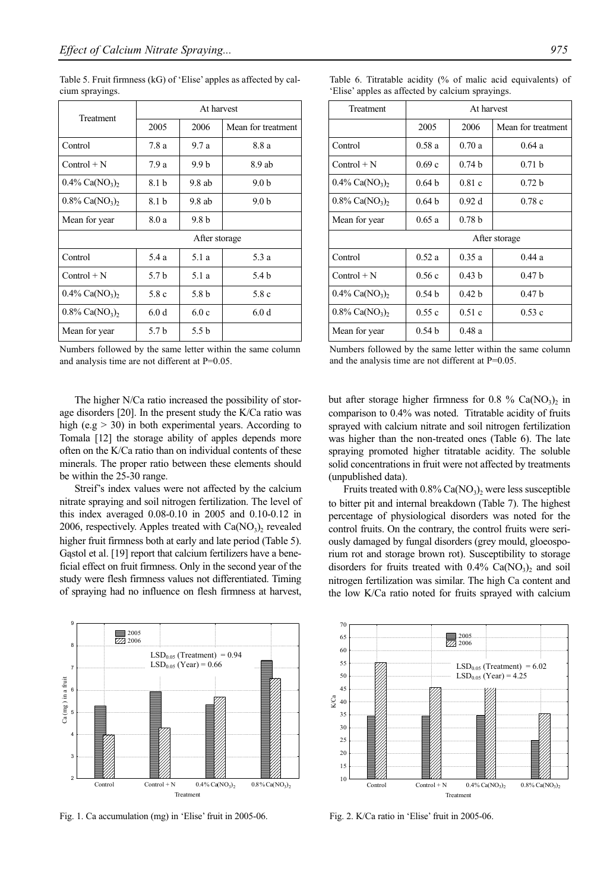Table 5. Fruit firmness (kG) of 'Elise' apples as affected by calcium sprayings.

| Treatment | At harvest | | |
|---|---|---|---|
| | 2005 | 2006 | Mean for treatment |
| Control | 7.8 a | 9.7 a | 8.8 a |
| Control + N | 7.9 a | 9.9 b | 8.9 ab |
| 0.4% $Ca(NO_3)_2$ | 8.1 b | 9.8 ab | 9.0 b |
| 0.8% $Ca(NO_3)_2$ | 8.1 b | 9.8 ab | 9.0 b |
| Mean for year | 8.0 a | 9.8 b | |
| | After storage | | |
| Control | 5.4 a | 5.1 a | 5.3 a |
| Control + N | 5.7 b | 5.1 a | 5.4 b |
| 0.4% $Ca(NO_3)_2$ | 5.8 c | 5.8 b | 5.8 c |
| 0.8% $Ca(NO_3)_2$ | 6.0 d | 6.0 c | 6.0 d |
| Mean for year | 5.7 b | 5.5 b | |

Numbers followed by the same letter within the same column and analysis time are not different at P=0.05.

The higher N/Ca ratio increased the possibility of storage disorders [20]. In the present study the K/Ca ratio was high (e.g > 30) in both experimental years. According to Tomala [12] the storage ability of apples depends more often on the K/Ca ratio than on individual contents of these minerals. The proper ratio between these elements should be within the 25-30 range.

Streif's index values were not affected by the calcium nitrate spraying and soil nitrogen fertilization. The level of this index averaged 0.08-0.10 in 2005 and 0.10-0.12 in 2006, respectively. Apples treated with $Ca(NO_3)_2$ revealed higher fruit firmness both at early and late period (Table 5). Gąstol et al. [19] report that calcium fertilizers have a beneficial effect on fruit firmness. Only in the second year of the study were flesh firmness values not differentiated. Timing of spraying had no influence on flesh firmness at harvest, but after storage higher firmness for 0.8 % $Ca(NO_3)_2$ in comparison to 0.4% was noted. Titratable acidity of fruits sprayed with calcium nitrate and soil nitrogen fertilization was higher than the non-treated ones (Table 6). The late spraying promoted higher titratable acidity. The soluble solid concentrations in fruit were not affected by treatments (unpublished data).

Table 6. Titratable acidity (% of malic acid equivalents) of 'Elise' apples as affected by calcium sprayings.

| Treatment | At harvest | | |
|---|---|---|---|
| | 2005 | 2006 | Mean for treatment |
| Control | 0.58 a | 0.70 a | 0.64 a |
| Control + N | 0.69 c | 0.74 b | 0.71 b |
| 0.4% $Ca(NO_3)_2$ | 0.64 b | 0.81 c | 0.72 b |
| 0.8% $Ca(NO_3)_2$ | 0.64 b | 0.92 d | 0.78 c |
| Mean for year | 0.65 a | 0.78 b | |
| | After storage | | |
| Control | 0.52 a | 0.35 a | 0.44 a |
| Control + N | 0.56 c | 0.43 b | 0.47 b |
| 0.4% $Ca(NO_3)_2$ | 0.54 b | 0.42 b | 0.47 b |
| 0.8% $Ca(NO_3)_2$ | 0.55 c | 0.51 c | 0.53 c |
| Mean for year | 0.54 b | 0.48 a | |

Numbers followed by the same letter within the same column and the analysis time are not different at P=0.05.

Fruits treated with 0.8% $Ca(NO_3)_2$ were less susceptible to bitter pit and internal breakdown (Table 7). The highest percentage of physiological disorders was noted for the control fruits. On the contrary, the control fruits were seriously damaged by fungal disorders (grey mould, gloeosporium rot and storage brown rot). Susceptibility to storage disorders for fruits treated with 0.4% $Ca(NO_3)_2$ and soil nitrogen fertilization was similar. The high Ca content and the low K/Ca ratio noted for fruits sprayed with calcium

Fig. 1. Ca accumulation (mg) in 'Elise' fruit in 2005-06.

Fig. 2. K/Ca ratio in 'Elise' fruit in 2005-06.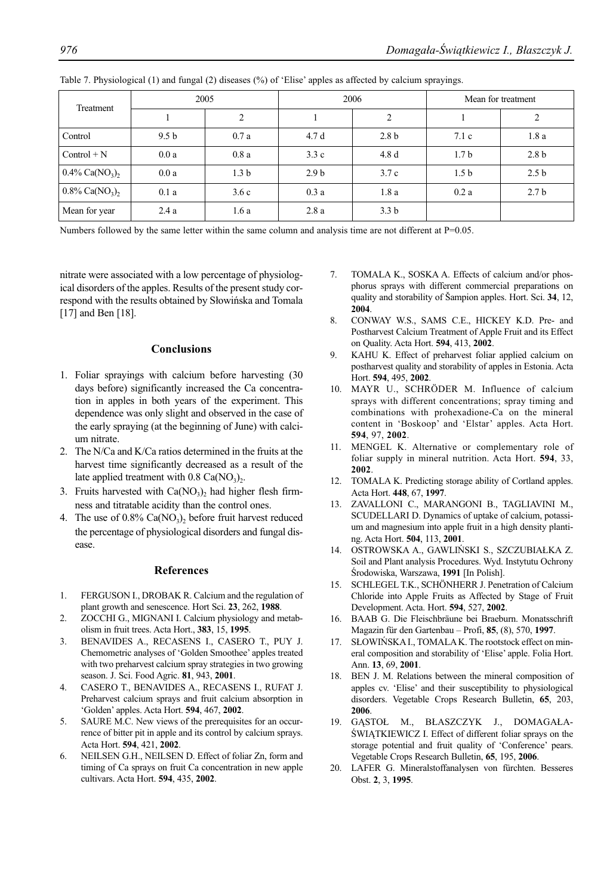Table 7. Physiological (1) and fungal (2) diseases (%) of 'Elise' apples as affected by calcium sprayings.

| Treatment | 2005 | | 2006 | | Mean for treatment | |
|---|---|---|---|---|---|---|
| | 1 | 2 | 1 | 2 | 1 | 2 |
| Control | 9.5 b | 0.7 a | 4.7 d | 2.8 b | 7.1 c | 1.8 a |
| Control + N | 0.0 a | 0.8 a | 3.3 c | 4.8 d | 1.7 b | 2.8 b |
| 0.4% $Ca(NO_3)_2$ | 0.0 a | 1.3 b | 2.9 b | 3.7 c | 1.5 b | 2.5 b |
| 0.8% $Ca(NO_3)_2$ | 0.1 a | 3.6 c | 0.3 a | 1.8 a | 0.2 a | 2.7 b |
| Mean for year | 2.4 a | 1.6 a | 2.8 a | 3.3 b | | |

Numbers followed by the same letter within the same column and analysis time are not different at P=0.05.

nitrate were associated with a low percentage of physiological disorders of the apples. Results of the present study correspond with the results obtained by Słowińska and Tomala [17] and Ben [18].

## Conclusions

1. Foliar sprayings with calcium before harvesting (30 days before) significantly increased the Ca concentration in apples in both years of the experiment. This dependence was only slight and observed in the case of the early spraying (at the beginning of June) with calcium nitrate.
2. The N/Ca and K/Ca ratios determined in the fruits at the harvest time significantly decreased as a result of the late applied treatment with 0.8 $Ca(NO_3)_2$.
3. Fruits harvested with $Ca(NO_3)_2$ had higher flesh firmness and titratable acidity than the control ones.
4. The use of 0.8% $Ca(NO_3)_2$ before fruit harvest reduced the percentage of physiological disorders and fungal disease.

## References

1. FERGUSON I., DROBAK R. Calcium and the regulation of plant growth and senescence. Hort Sci. **23**, 262, **1988**.
2. ZOCCHI G., MIGNANI I. Calcium physiology and metabolism in fruit trees. Acta Hort., **383**, 15, **1995**.
3. BENAVIDES A., RECASENS I., CASERO T., PUY J. Chemometric analyses of 'Golden Smoothee' apples treated with two preharvest calcium spray strategies in two growing season. J. Sci. Food Agric. **81**, 943, **2001**.
4. CASERO T., BENAVIDES A., RECASENS I., RUFAT J. Preharvest calcium sprays and fruit calcium absorption in 'Golden' apples. Acta Hort. **594**, 467, **2002**.
5. SAURE M.C. New views of the prerequisites for an occurrence of bitter pit in apple and its control by calcium sprays. Acta Hort. **594**, 421, **2002**.
6. NEILSEN G.H., NEILSEN D. Effect of foliar Zn, form and timing of Ca sprays on fruit Ca concentration in new apple cultivars. Acta Hort. **594**, 435, **2002**.
7. TOMALA K., SOSKA A. Effects of calcium and/or phosphorus sprays with different commercial preparations on quality and storability of Šampion apples. Hort. Sci. **34**, 12, **2004**.
8. CONWAY W.S., SAMS C.E., HICKEY K.D. Pre- and Postharvest Calcium Treatment of Apple Fruit and its Effect on Quality. Acta Hort. **594**, 413, **2002**.
9. KAHU K. Effect of preharvest foliar applied calcium on postharvest quality and storability of apples in Estonia. Acta Hort. **594**, 495, **2002**.
10. MAYR U., SCHRÖDER M. Influence of calcium sprays with different concentrations; spray timing and combinations with prohexadione-Ca on the mineral content in 'Boskoop' and 'Elstar' apples. Acta Hort. **594**, 97, **2002**.
11. MENGEL K. Alternative or complementary role of foliar supply in mineral nutrition. Acta Hort. **594**, 33, **2002**.
12. TOMALA K. Predicting storage ability of Cortland apples. Acta Hort. **448**, 67, **1997**.
13. ZAVALLONI C., MARANGONI B., TAGLIAVINI M., SCUDELLARI D. Dynamics of uptake of calcium, potassium and magnesium into apple fruit in a high density planting. Acta Hort. **504**, 113, **2001**.
14. OSTROWSKA A., GAWLIŃSKI S., SZCZUBIAŁKA Z. Soil and Plant analysis Procedures. Wyd. Instytutu Ochrony Środowiska, Warszawa, **1991** [In Polish].
15. SCHLEGEL T.K., SCHÖNHERR J. Penetration of Calcium Chloride into Apple Fruits as Affected by Stage of Fruit Development. Acta. Hort. **594**, 527, **2002**.
16. BAAB G. Die Fleischbräune bei Braeburn. Monatsschrift Magazin für den Gartenbau – Profi, **85**, (8), 570, **1997**.
17. SŁOWIŃSKA I., TOMALA K. The rootstock effect on mineral composition and storability of 'Elise' apple. Folia Hort. Ann. **13**, 69, **2001**.
18. BEN J. M. Relations between the mineral composition of apples cv. 'Elise' and their susceptibility to physiological disorders. Vegetable Crops Research Bulletin, **65**, 203, **2006**.
19. GĄSTOŁ M., BŁASZCZYK J., DOMAGAŁA-ŚWIĄTKIEWICZ I. Effect of different foliar sprays on the storage potential and fruit quality of 'Conference' pears. Vegetable Crops Research Bulletin, **65**, 195, **2006**.
20. LAFER G. Mineralstoffanalysen von fürchten. Besseres Obst. **2**, 3, **1995**.